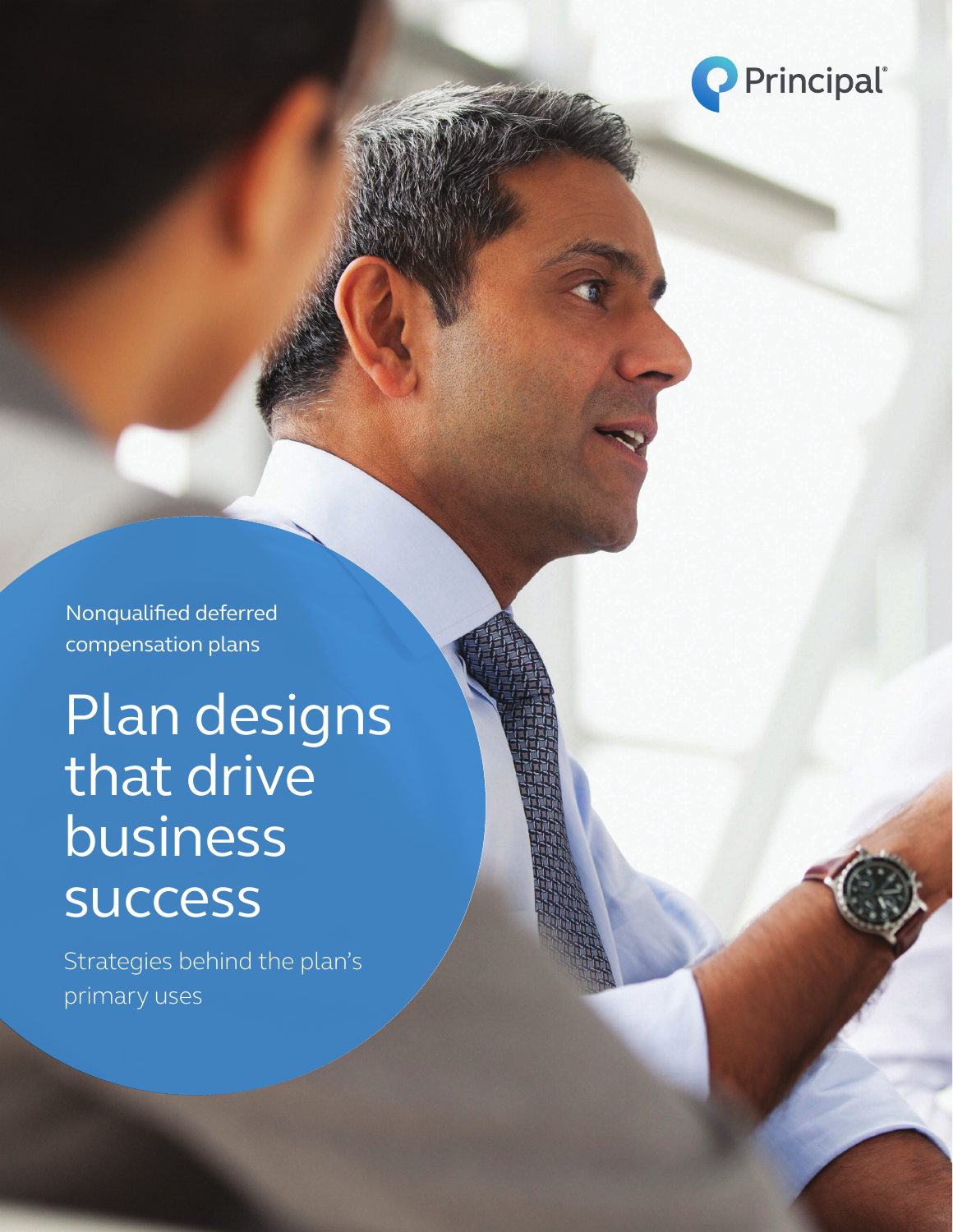Principal®

Nonqualified deferred compensation plans

# Plan designs that drive business success

Strategies behind the plan's primary uses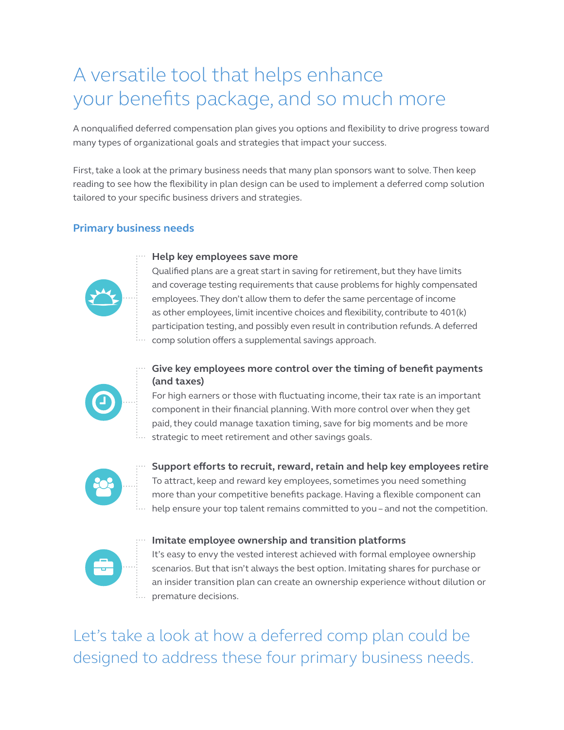# A versatile tool that helps enhance your benefits package, and so much more

A nonqualified deferred compensation plan gives you options and flexibility to drive progress toward many types of organizational goals and strategies that impact your success.

First, take a look at the primary business needs that many plan sponsors want to solve. Then keep reading to see how the flexibility in plan design can be used to implement a deferred comp solution tailored to your specific business drivers and strategies.

## Primary business needs

### Help key employees save more

Qualified plans are a great start in saving for retirement, but they have limits and coverage testing requirements that cause problems for highly compensated employees. They don't allow them to defer the same percentage of income as other employees, limit incentive choices and flexibility, contribute to 401(k) participation testing, and possibly even result in contribution refunds. A deferred comp solution offers a supplemental savings approach.

### Give key employees more control over the timing of benefit payments (and taxes)

For high earners or those with fluctuating income, their tax rate is an important component in their financial planning. With more control over when they get paid, they could manage taxation timing, save for big moments and be more strategic to meet retirement and other savings goals.

### Support efforts to recruit, reward, retain and help key employees retire

To attract, keep and reward key employees, sometimes you need something more than your competitive benefits package. Having a flexible component can help ensure your top talent remains committed to you – and not the competition.

### Imitate employee ownership and transition platforms

It's easy to envy the vested interest achieved with formal employee ownership scenarios. But that isn't always the best option. Imitating shares for purchase or an insider transition plan can create an ownership experience without dilution or premature decisions.

## Let's take a look at how a deferred comp plan could be designed to address these four primary business needs.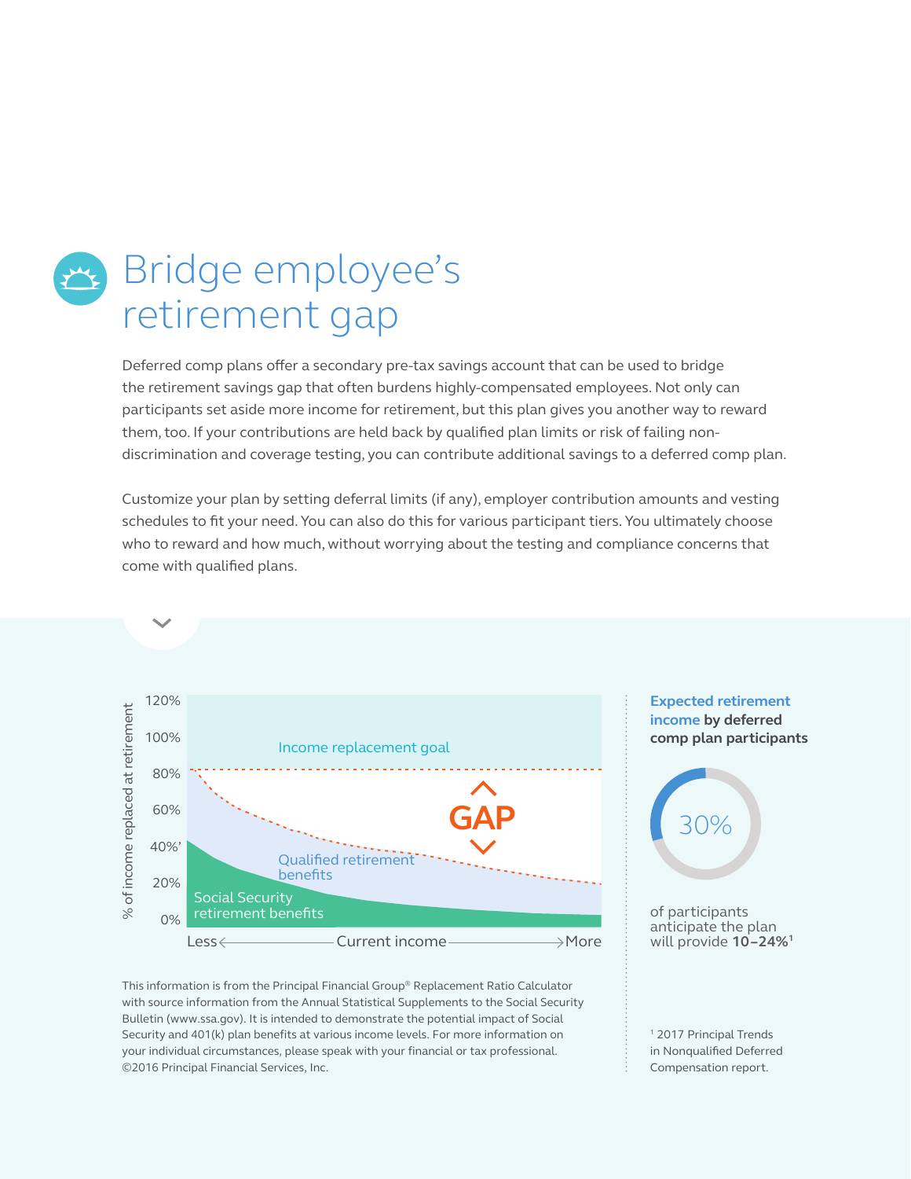# Bridge employee's retirement gap

Deferred comp plans offer a secondary pre-tax savings account that can be used to bridge the retirement savings gap that often burdens highly-compensated employees. Not only can participants set aside more income for retirement, but this plan gives you another way to reward them, too. If your contributions are held back by qualified plan limits or risk of failing non-discrimination and coverage testing, you can contribute additional savings to a deferred comp plan.

Customize your plan by setting deferral limits (if any), employer contribution amounts and vesting schedules to fit your need. You can also do this for various participant tiers. You ultimately choose who to reward and how much, without worrying about the testing and compliance concerns that come with qualified plans.

% of income replaced at retirement

120%
100%
80%
60%
40%
20%
0%

Income replacement goal

GAP

Qualified retirement benefits

Social Security retirement benefits

Less ← Current income → More

This information is from the Principal Financial Group® Replacement Ratio Calculator with source information from the Annual Statistical Supplements to the Social Security Bulletin (www.ssa.gov). It is intended to demonstrate the potential impact of Social Security and 401(k) plan benefits at various income levels. For more information on your individual circumstances, please speak with your financial or tax professional. ©2016 Principal Financial Services, Inc.

**Expected retirement income by deferred comp plan participants**

30%

of participants anticipate the plan will provide **10–24%**[1]

[1] 2017 Principal Trends in Nonqualified Deferred Compensation report.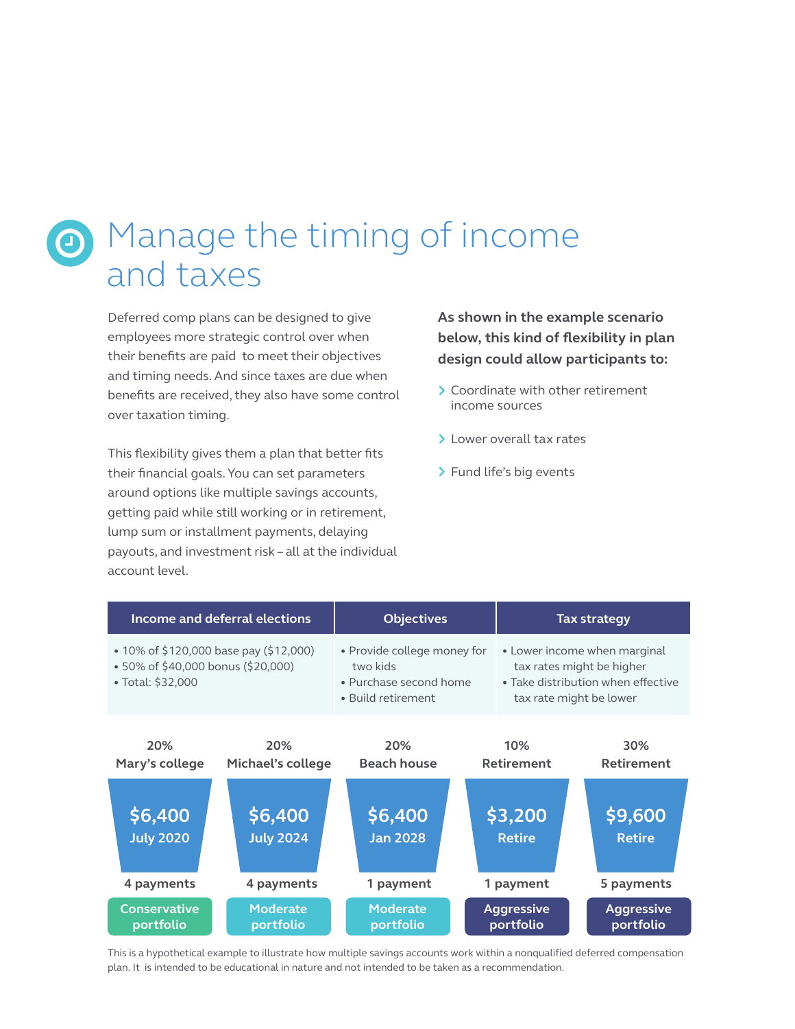# Manage the timing of income and taxes

Deferred comp plans can be designed to give employees more strategic control over when their benefits are paid to meet their objectives and timing needs. And since taxes are due when benefits are received, they also have some control over taxation timing.

This flexibility gives them a plan that better fits their financial goals. You can set parameters around options like multiple savings accounts, getting paid while still working or in retirement, lump sum or installment payments, delaying payouts, and investment risk – all at the individual account level.

**As shown in the example scenario below, this kind of flexibility in plan design could allow participants to:**

- Coordinate with other retirement income sources
- Lower overall tax rates
- Fund life's big events

| Income and deferral elections | Objectives | Tax strategy |
|---|---|---|
| • 10% of $120,000 base pay ($12,000)<br>• 50% of $40,000 bonus ($20,000)<br>• Total: $32,000 | • Provide college money for two kids<br>• Purchase second home<br>• Build retirement | • Lower income when marginal tax rates might be higher<br>• Take distribution when effective tax rate might be lower |

| 20% Mary's college | 20% Michael's college | 20% Beach house | 10% Retirement | 30% Retirement |
|---|---|---|---|---|
| $6,400 | $6,400 | $6,400 | $3,200 | $9,600 |
| July 2020 | July 2024 | Jan 2028 | Retire | Retire |
| 4 payments | 4 payments | 1 payment | 1 payment | 5 payments |
| Conservative portfolio | Moderate portfolio | Moderate portfolio | Aggressive portfolio | Aggressive portfolio |

This is a hypothetical example to illustrate how multiple savings accounts work within a nonqualified deferred compensation plan. It is intended to be educational in nature and not intended to be taken as a recommendation.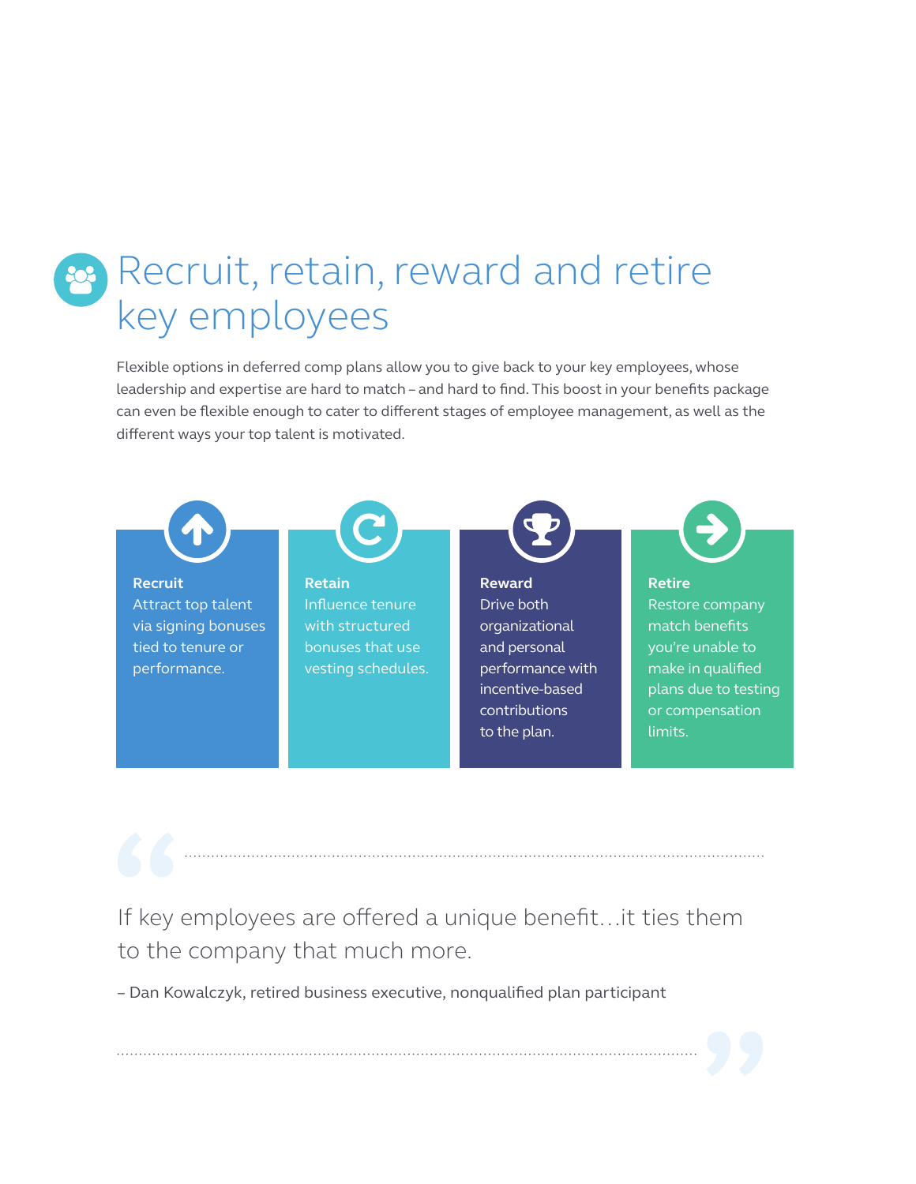# Recruit, retain, reward and retire key employees

Flexible options in deferred comp plans allow you to give back to your key employees, whose leadership and expertise are hard to match – and hard to find. This boost in your benefits package can even be flexible enough to cater to different stages of employee management, as well as the different ways your top talent is motivated.

**Recruit**
Attract top talent via signing bonuses tied to tenure or performance.

**Retain**
Influence tenure with structured bonuses that use vesting schedules.

**Reward**
Drive both organizational and personal performance with incentive-based contributions to the plan.

**Retire**
Restore company match benefits you're unable to make in qualified plans due to testing or compensation limits.

> If key employees are offered a unique benefit…it ties them to the company that much more.
>
> – Dan Kowalczyk, retired business executive, nonqualified plan participant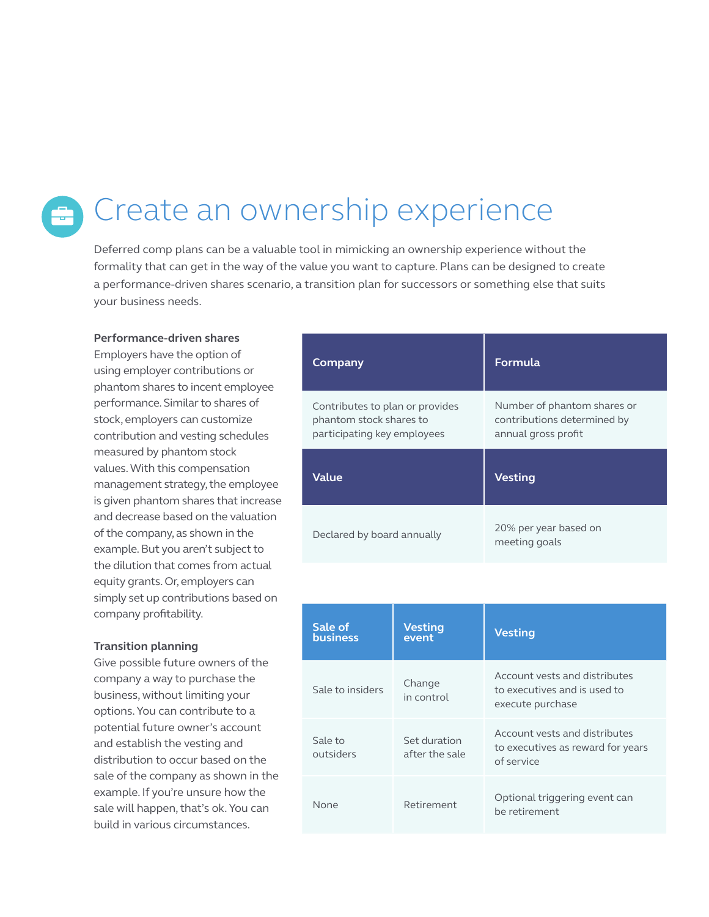# Create an ownership experience

Deferred comp plans can be a valuable tool in mimicking an ownership experience without the formality that can get in the way of the value you want to capture. Plans can be designed to create a performance-driven shares scenario, a transition plan for successors or something else that suits your business needs.

**Performance-driven shares**

Employers have the option of using employer contributions or phantom shares to incent employee performance. Similar to shares of stock, employers can customize contribution and vesting schedules measured by phantom stock values. With this compensation management strategy, the employee is given phantom shares that increase and decrease based on the valuation of the company, as shown in the example. But you aren't subject to the dilution that comes from actual equity grants. Or, employers can simply set up contributions based on company profitability.

| Company | Formula |
|---|---|
| Contributes to plan or provides phantom stock shares to participating key employees | Number of phantom shares or contributions determined by annual gross profit |
| **Value** | **Vesting** |
| Declared by board annually | 20% per year based on meeting goals |

**Transition planning**

Give possible future owners of the company a way to purchase the business, without limiting your options. You can contribute to a potential future owner's account and establish the vesting and distribution to occur based on the sale of the company as shown in the example. If you're unsure how the sale will happen, that's ok. You can build in various circumstances.

| Sale of business | Vesting event | Vesting |
|---|---|---|
| Sale to insiders | Change in control | Account vests and distributes to executives and is used to execute purchase |
| Sale to outsiders | Set duration after the sale | Account vests and distributes to executives as reward for years of service |
| None | Retirement | Optional triggering event can be retirement |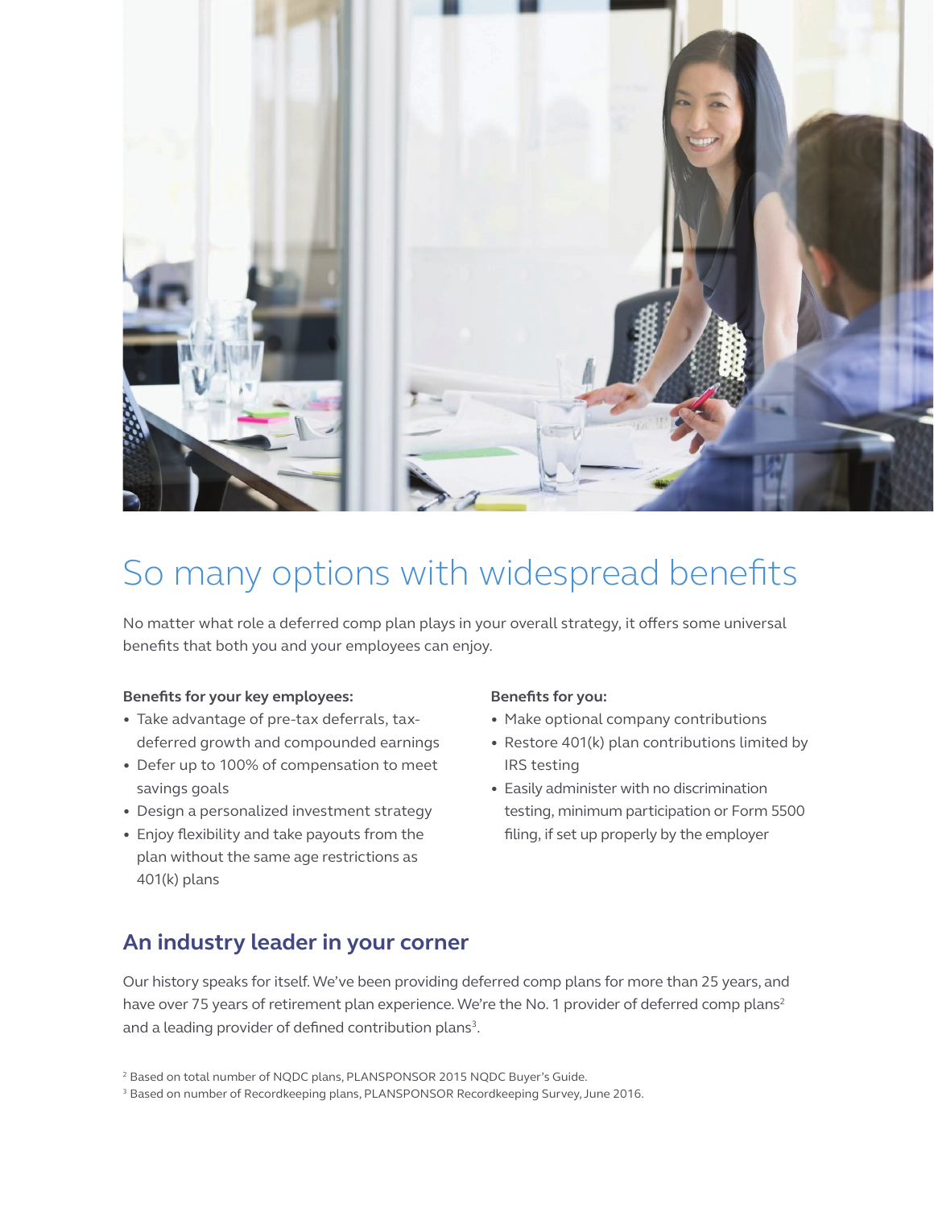# So many options with widespread benefits

No matter what role a deferred comp plan plays in your overall strategy, it offers some universal benefits that both you and your employees can enjoy.

**Benefits for your key employees:**

- Take advantage of pre-tax deferrals, tax-deferred growth and compounded earnings
- Defer up to 100% of compensation to meet savings goals
- Design a personalized investment strategy
- Enjoy flexibility and take payouts from the plan without the same age restrictions as 401(k) plans

**Benefits for you:**

- Make optional company contributions
- Restore 401(k) plan contributions limited by IRS testing
- Easily administer with no discrimination testing, minimum participation or Form 5500 filing, if set up properly by the employer

## An industry leader in your corner

Our history speaks for itself. We've been providing deferred comp plans for more than 25 years, and have over 75 years of retirement plan experience. We're the No. 1 provider of deferred comp plans[2] and a leading provider of defined contribution plans[3].

[2] Based on total number of NQDC plans, PLANSPONSOR 2015 NQDC Buyer's Guide.

[3] Based on number of Recordkeeping plans, PLANSPONSOR Recordkeeping Survey, June 2016.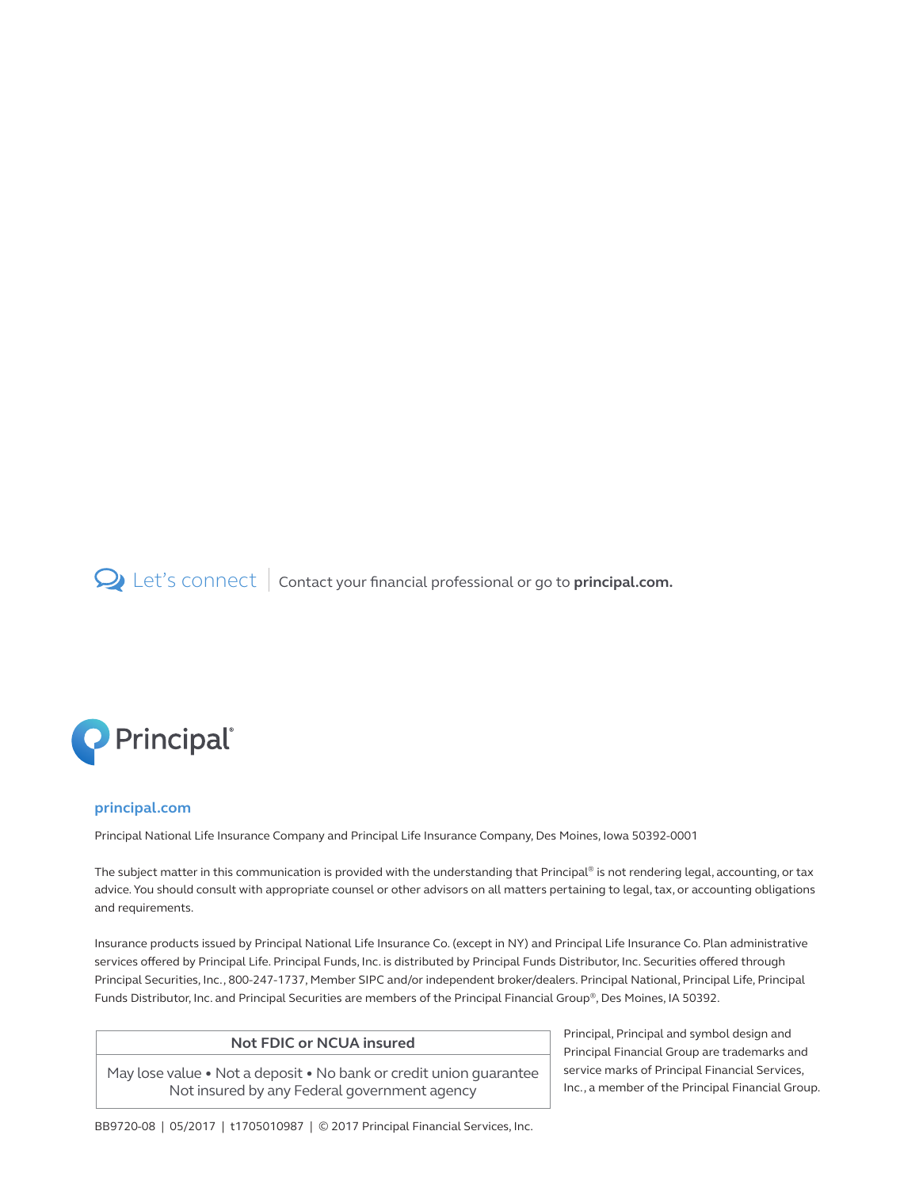Let's connect | Contact your financial professional or go to **principal.com.**

Principal®

**principal.com**

Principal National Life Insurance Company and Principal Life Insurance Company, Des Moines, Iowa 50392-0001

The subject matter in this communication is provided with the understanding that Principal® is not rendering legal, accounting, or tax advice. You should consult with appropriate counsel or other advisors on all matters pertaining to legal, tax, or accounting obligations and requirements.

Insurance products issued by Principal National Life Insurance Co. (except in NY) and Principal Life Insurance Co. Plan administrative services offered by Principal Life. Principal Funds, Inc. is distributed by Principal Funds Distributor, Inc. Securities offered through Principal Securities, Inc., 800-247-1737, Member SIPC and/or independent broker/dealers. Principal National, Principal Life, Principal Funds Distributor, Inc. and Principal Securities are members of the Principal Financial Group®, Des Moines, IA 50392.

| Not FDIC or NCUA insured |
|---|
| May lose value • Not a deposit • No bank or credit union guarantee<br>Not insured by any Federal government agency |

Principal, Principal and symbol design and Principal Financial Group are trademarks and service marks of Principal Financial Services, Inc., a member of the Principal Financial Group.

BB9720-08 | 05/2017 | t1705010987 | © 2017 Principal Financial Services, Inc.